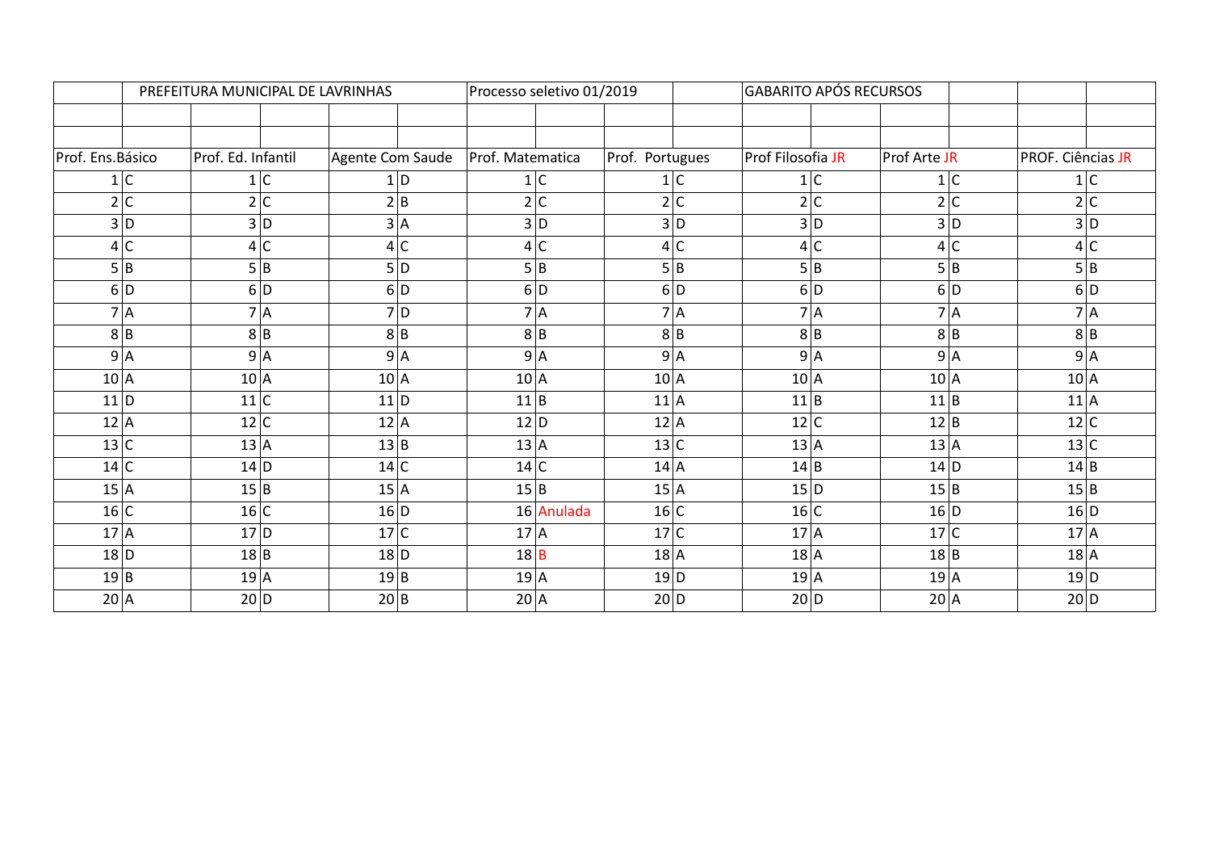| | PREFEITURA MUNICIPAL DE LAVRINHAS | | | | | Processo seletivo 01/2019 | | | | GABARITO APÓS RECURSOS | | | | | |
|---|---|---|---|---|---|---|---|---|---|---|---|---|---|---|---|
| | | | | | | | | | | | | | | | |
| | | | | | | | | | | | | | | | |
| Prof. Ens.Básico | | Prof. Ed. Infantil | | Agente Com Saude | | Prof. Matematica | | Prof. Portugues | | Prof Filosofia JR | | Prof Arte JR | | PROF. Ciências JR | |
| 1 | C | 1 | C | 1 | D | 1 | C | 1 | C | 1 | C | 1 | C | 1 | C |
| 2 | C | 2 | C | 2 | B | 2 | C | 2 | C | 2 | C | 2 | C | 2 | C |
| 3 | D | 3 | D | 3 | A | 3 | D | 3 | D | 3 | D | 3 | D | 3 | D |
| 4 | C | 4 | C | 4 | C | 4 | C | 4 | C | 4 | C | 4 | C | 4 | C |
| 5 | B | 5 | B | 5 | D | 5 | B | 5 | B | 5 | B | 5 | B | 5 | B |
| 6 | D | 6 | D | 6 | D | 6 | D | 6 | D | 6 | D | 6 | D | 6 | D |
| 7 | A | 7 | A | 7 | D | 7 | A | 7 | A | 7 | A | 7 | A | 7 | A |
| 8 | B | 8 | B | 8 | B | 8 | B | 8 | B | 8 | B | 8 | B | 8 | B |
| 9 | A | 9 | A | 9 | A | 9 | A | 9 | A | 9 | A | 9 | A | 9 | A |
| 10 | A | 10 | A | 10 | A | 10 | A | 10 | A | 10 | A | 10 | A | 10 | A |
| 11 | D | 11 | C | 11 | D | 11 | B | 11 | A | 11 | B | 11 | B | 11 | A |
| 12 | A | 12 | C | 12 | A | 12 | D | 12 | A | 12 | C | 12 | B | 12 | C |
| 13 | C | 13 | A | 13 | B | 13 | A | 13 | C | 13 | A | 13 | A | 13 | C |
| 14 | C | 14 | D | 14 | C | 14 | C | 14 | A | 14 | B | 14 | D | 14 | B |
| 15 | A | 15 | B | 15 | A | 15 | B | 15 | A | 15 | D | 15 | B | 15 | B |
| 16 | C | 16 | C | 16 | D | 16 | Anulada | 16 | C | 16 | C | 16 | D | 16 | D |
| 17 | A | 17 | D | 17 | C | 17 | A | 17 | C | 17 | A | 17 | C | 17 | A |
| 18 | D | 18 | B | 18 | D | 18 | B | 18 | A | 18 | A | 18 | B | 18 | A |
| 19 | B | 19 | A | 19 | B | 19 | A | 19 | D | 19 | A | 19 | A | 19 | D |
| 20 | A | 20 | D | 20 | B | 20 | A | 20 | D | 20 | D | 20 | A | 20 | D |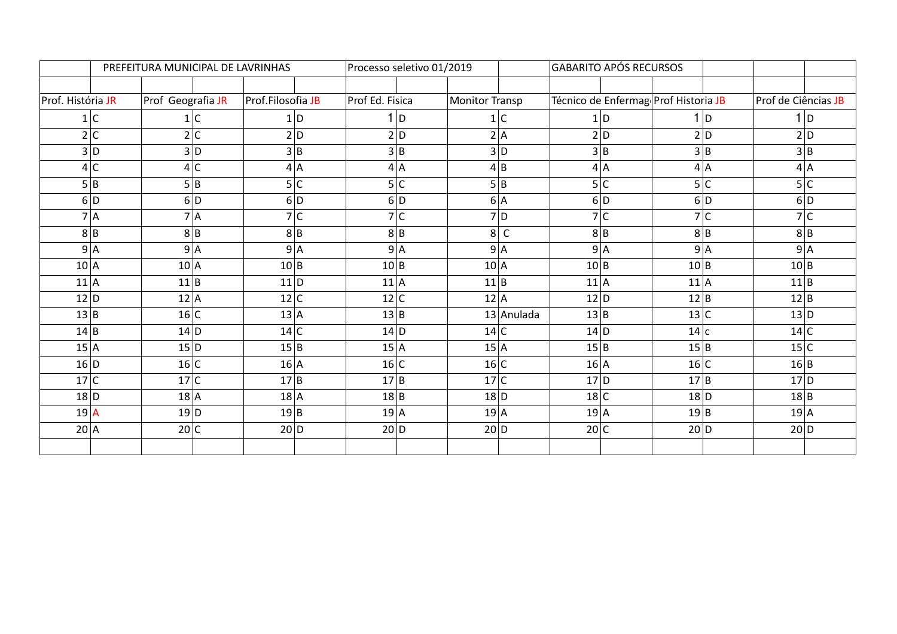| | PREFEITURA MUNICIPAL DE LAVRINHAS | | | | | Processo seletivo 01/2019 | | | | GABARITO APÓS RECURSOS | | | | | |
|---|---|---|---|---|---|---|---|---|---|---|---|---|---|---|---|
| | | | | | | | | | | | | | | | |
| Prof. História JR | | Prof Geografia JR | | Prof.Filosofia JB | | Prof Ed. Fisica | | Monitor Transp | | Técnico de Enfermag | | Prof Historia JB | | Prof de Ciências JB | |
| 1 | C | 1 | C | 1 | D | 1 | D | 1 | C | 1 | D | 1 | D | 1 | D |
| 2 | C | 2 | C | 2 | D | 2 | D | 2 | A | 2 | D | 2 | D | 2 | D |
| 3 | D | 3 | D | 3 | B | 3 | B | 3 | D | 3 | B | 3 | B | 3 | B |
| 4 | C | 4 | C | 4 | A | 4 | A | 4 | B | 4 | A | 4 | A | 4 | A |
| 5 | B | 5 | B | 5 | C | 5 | C | 5 | B | 5 | C | 5 | C | 5 | C |
| 6 | D | 6 | D | 6 | D | 6 | D | 6 | A | 6 | D | 6 | D | 6 | D |
| 7 | A | 7 | A | 7 | C | 7 | C | 7 | D | 7 | C | 7 | C | 7 | C |
| 8 | B | 8 | B | 8 | B | 8 | B | 8 | C | 8 | B | 8 | B | 8 | B |
| 9 | A | 9 | A | 9 | A | 9 | A | 9 | A | 9 | A | 9 | A | 9 | A |
| 10 | A | 10 | A | 10 | B | 10 | B | 10 | A | 10 | B | 10 | B | 10 | B |
| 11 | A | 11 | B | 11 | D | 11 | A | 11 | B | 11 | A | 11 | A | 11 | B |
| 12 | D | 12 | A | 12 | C | 12 | C | 12 | A | 12 | D | 12 | B | 12 | B |
| 13 | B | 16 | C | 13 | A | 13 | B | 13 | Anulada | 13 | B | 13 | C | 13 | D |
| 14 | B | 14 | D | 14 | C | 14 | D | 14 | C | 14 | D | 14 | c | 14 | C |
| 15 | A | 15 | D | 15 | B | 15 | A | 15 | A | 15 | B | 15 | B | 15 | C |
| 16 | D | 16 | C | 16 | A | 16 | C | 16 | C | 16 | A | 16 | C | 16 | B |
| 17 | C | 17 | C | 17 | B | 17 | B | 17 | C | 17 | D | 17 | B | 17 | D |
| 18 | D | 18 | A | 18 | A | 18 | B | 18 | D | 18 | C | 18 | D | 18 | B |
| 19 | A | 19 | D | 19 | B | 19 | A | 19 | A | 19 | A | 19 | B | 19 | A |
| 20 | A | 20 | C | 20 | D | 20 | D | 20 | D | 20 | C | 20 | D | 20 | D |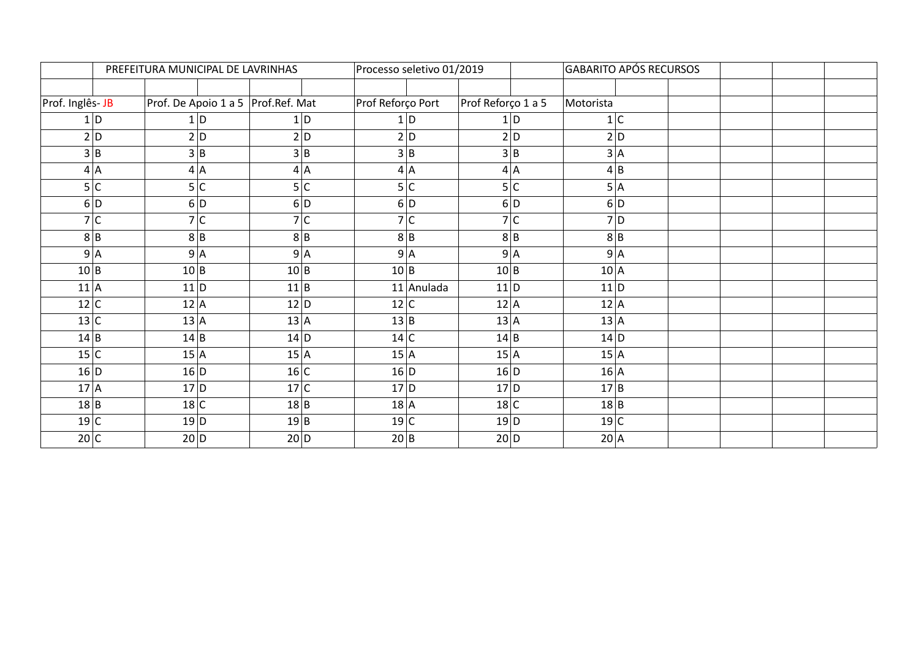| PREFEITURA MUNICIPAL DE LAVRINHAS | | | | | | Processo seletivo 01/2019 | | | | GABARITO APÓS RECURSOS | |
|---|---|---|---|---|---|---|---|---|---|---|---|
| Prof. Inglês- JB | | Prof. De Apoio 1 a 5 | | Prof.Ref. Mat | | Prof Reforço Port | | Prof Reforço 1 a 5 | | Motorista | |
| 1 | D | 1 | D | 1 | D | 1 | D | 1 | D | 1 | C |
| 2 | D | 2 | D | 2 | D | 2 | D | 2 | D | 2 | D |
| 3 | B | 3 | B | 3 | B | 3 | B | 3 | B | 3 | A |
| 4 | A | 4 | A | 4 | A | 4 | A | 4 | A | 4 | B |
| 5 | C | 5 | C | 5 | C | 5 | C | 5 | C | 5 | A |
| 6 | D | 6 | D | 6 | D | 6 | D | 6 | D | 6 | D |
| 7 | C | 7 | C | 7 | C | 7 | C | 7 | C | 7 | D |
| 8 | B | 8 | B | 8 | B | 8 | B | 8 | B | 8 | B |
| 9 | A | 9 | A | 9 | A | 9 | A | 9 | A | 9 | A |
| 10 | B | 10 | B | 10 | B | 10 | B | 10 | B | 10 | A |
| 11 | A | 11 | D | 11 | B | 11 | Anulada | 11 | D | 11 | D |
| 12 | C | 12 | A | 12 | D | 12 | C | 12 | A | 12 | A |
| 13 | C | 13 | A | 13 | A | 13 | B | 13 | A | 13 | A |
| 14 | B | 14 | B | 14 | D | 14 | C | 14 | B | 14 | D |
| 15 | C | 15 | A | 15 | A | 15 | A | 15 | A | 15 | A |
| 16 | D | 16 | D | 16 | C | 16 | D | 16 | D | 16 | A |
| 17 | A | 17 | D | 17 | C | 17 | D | 17 | D | 17 | B |
| 18 | B | 18 | C | 18 | B | 18 | A | 18 | C | 18 | B |
| 19 | C | 19 | D | 19 | B | 19 | C | 19 | D | 19 | C |
| 20 | C | 20 | D | 20 | D | 20 | B | 20 | D | 20 | A |